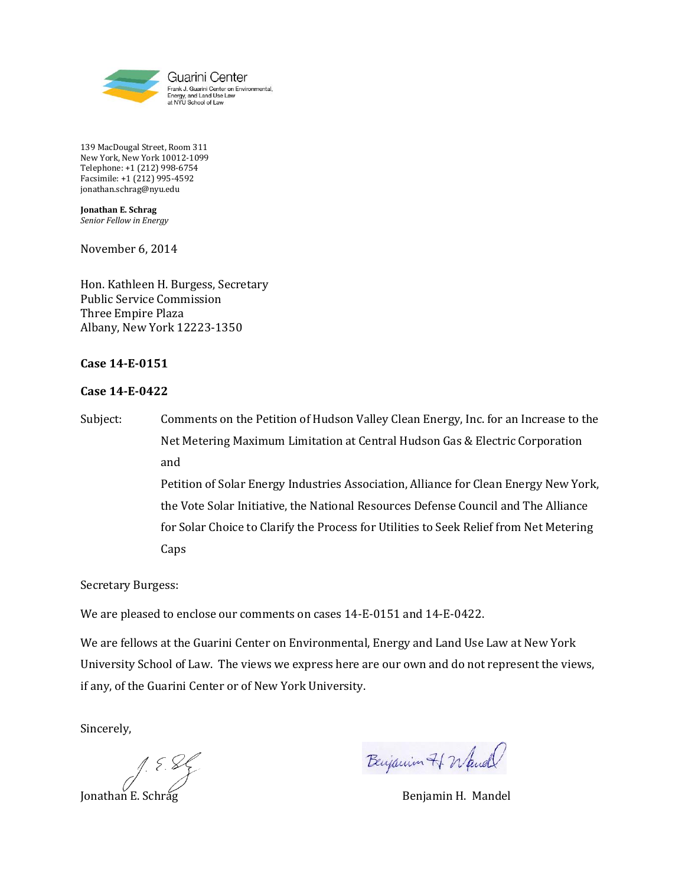Guarini Center
Frank J. Guarini Center on Environmental, Energy, and Land Use Law at NYU School of Law

139 MacDougal Street, Room 311
New York, New York 10012-1099
Telephone: +1 (212) 998-6754
Facsimile: +1 (212) 995-4592
jonathan.schrag@nyu.edu

**Jonathan E. Schrag**
*Senior Fellow in Energy*

November 6, 2014

Hon. Kathleen H. Burgess, Secretary
Public Service Commission
Three Empire Plaza
Albany, New York 12223-1350

**Case 14-E-0151**

**Case 14-E-0422**

Subject: Comments on the Petition of Hudson Valley Clean Energy, Inc. for an Increase to the Net Metering Maximum Limitation at Central Hudson Gas & Electric Corporation and Petition of Solar Energy Industries Association, Alliance for Clean Energy New York, the Vote Solar Initiative, the National Resources Defense Council and The Alliance for Solar Choice to Clarify the Process for Utilities to Seek Relief from Net Metering Caps

Secretary Burgess:

We are pleased to enclose our comments on cases 14-E-0151 and 14-E-0422.

We are fellows at the Guarini Center on Environmental, Energy and Land Use Law at New York University School of Law. The views we express here are our own and do not represent the views, if any, of the Guarini Center or of New York University.

Sincerely,

Jonathan E. Schrag

Benjamin H. Mandel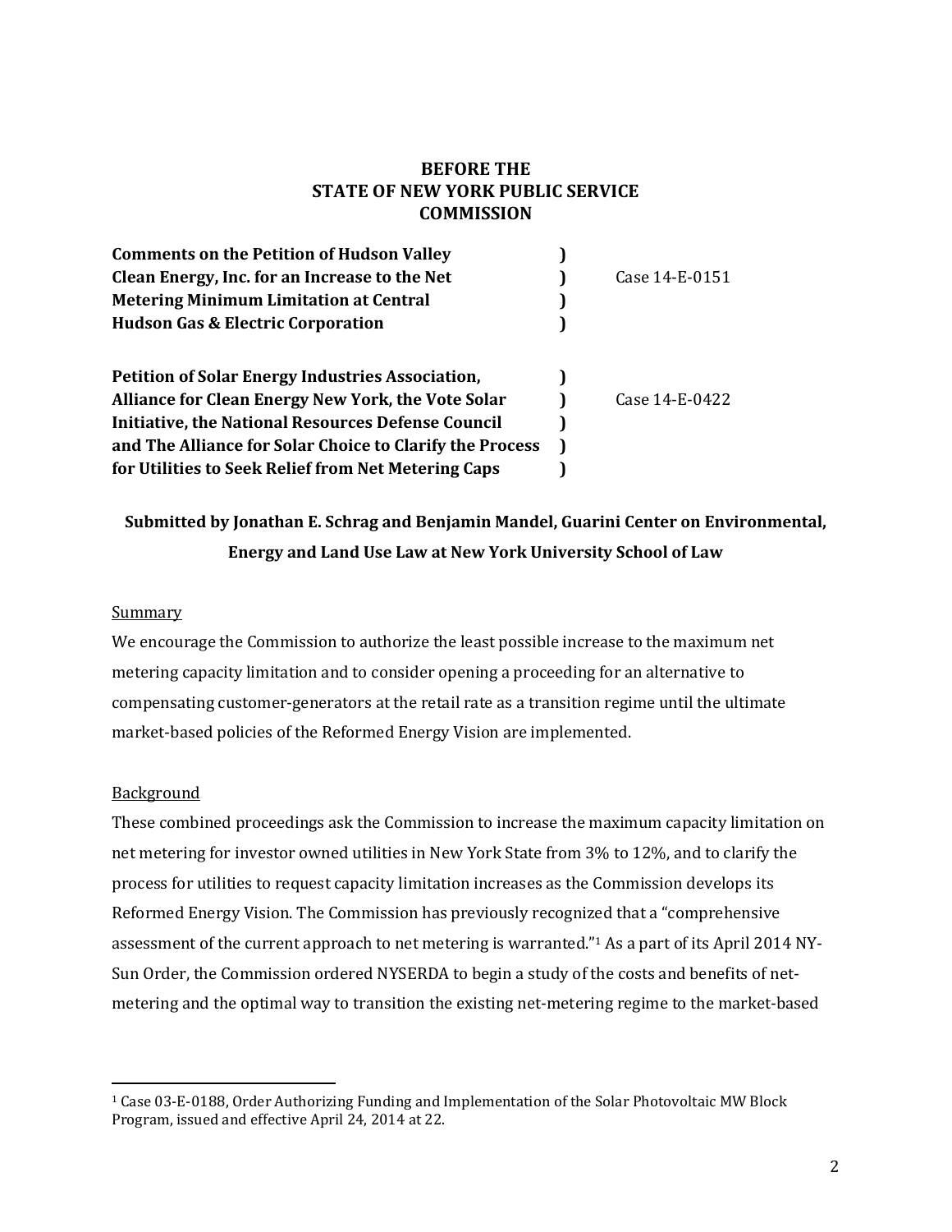**BEFORE THE**
**STATE OF NEW YORK PUBLIC SERVICE**
**COMMISSION**

| | | |
|---|---|---|
| **Comments on the Petition of Hudson Valley Clean Energy, Inc. for an Increase to the Net Metering Minimum Limitation at Central Hudson Gas & Electric Corporation** | ) | Case 14-E-0151 |
| **Petition of Solar Energy Industries Association, Alliance for Clean Energy New York, the Vote Solar Initiative, the National Resources Defense Council and The Alliance for Solar Choice to Clarify the Process for Utilities to Seek Relief from Net Metering Caps** | ) | Case 14-E-0422 |

**Submitted by Jonathan E. Schrag and Benjamin Mandel, Guarini Center on Environmental, Energy and Land Use Law at New York University School of Law**

Summary

We encourage the Commission to authorize the least possible increase to the maximum net metering capacity limitation and to consider opening a proceeding for an alternative to compensating customer-generators at the retail rate as a transition regime until the ultimate market-based policies of the Reformed Energy Vision are implemented.

Background

These combined proceedings ask the Commission to increase the maximum capacity limitation on net metering for investor owned utilities in New York State from 3% to 12%, and to clarify the process for utilities to request capacity limitation increases as the Commission develops its Reformed Energy Vision. The Commission has previously recognized that a "comprehensive assessment of the current approach to net metering is warranted."[1] As a part of its April 2014 NY-Sun Order, the Commission ordered NYSERDA to begin a study of the costs and benefits of net-metering and the optimal way to transition the existing net-metering regime to the market-based

[1] Case 03-E-0188, Order Authorizing Funding and Implementation of the Solar Photovoltaic MW Block Program, issued and effective April 24, 2014 at 22.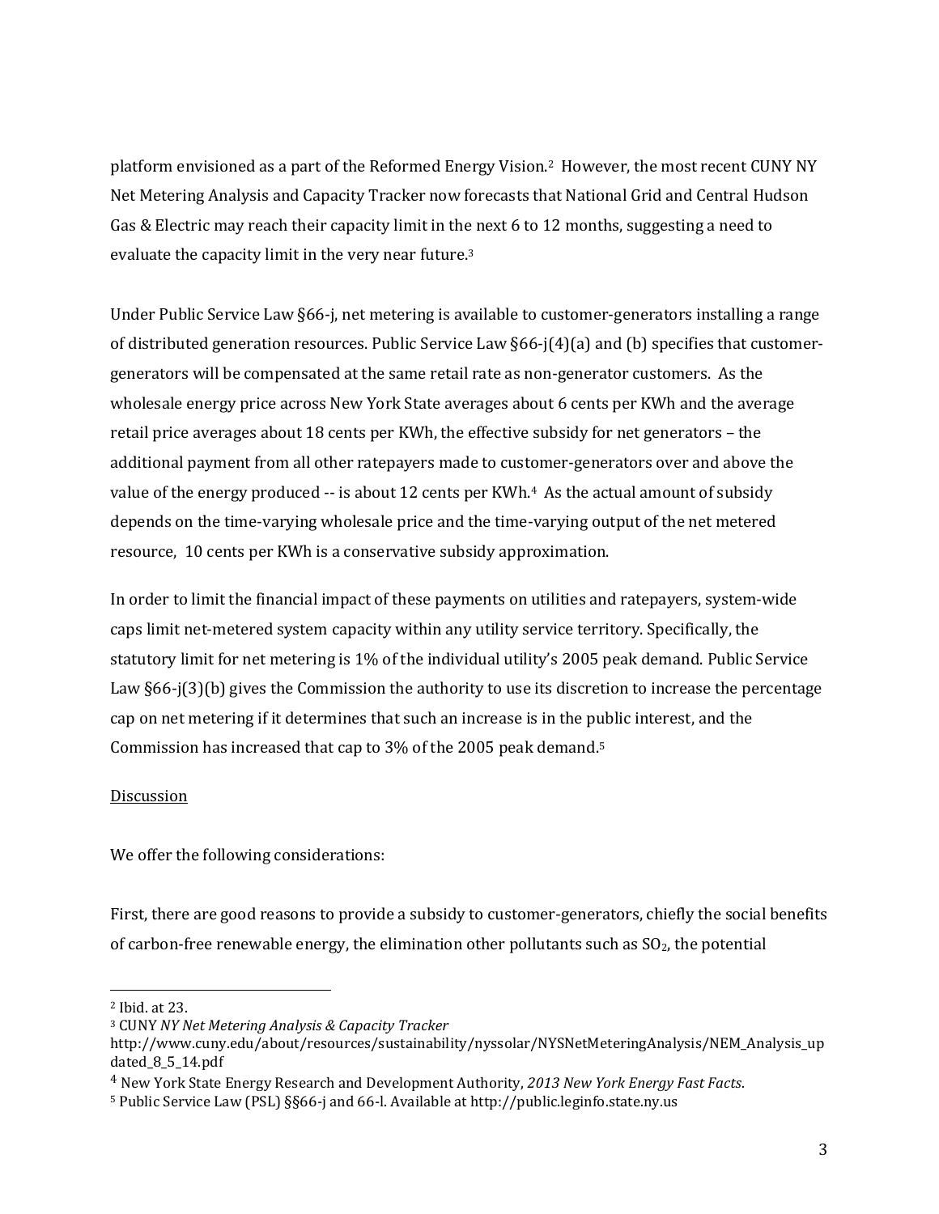platform envisioned as a part of the Reformed Energy Vision.[2] However, the most recent CUNY NY Net Metering Analysis and Capacity Tracker now forecasts that National Grid and Central Hudson Gas & Electric may reach their capacity limit in the next 6 to 12 months, suggesting a need to evaluate the capacity limit in the very near future.[3]

Under Public Service Law §66-j, net metering is available to customer-generators installing a range of distributed generation resources. Public Service Law §66-j(4)(a) and (b) specifies that customer-generators will be compensated at the same retail rate as non-generator customers. As the wholesale energy price across New York State averages about 6 cents per KWh and the average retail price averages about 18 cents per KWh, the effective subsidy for net generators – the additional payment from all other ratepayers made to customer-generators over and above the value of the energy produced -- is about 12 cents per KWh.[4] As the actual amount of subsidy depends on the time-varying wholesale price and the time-varying output of the net metered resource, 10 cents per KWh is a conservative subsidy approximation.

In order to limit the financial impact of these payments on utilities and ratepayers, system-wide caps limit net-metered system capacity within any utility service territory. Specifically, the statutory limit for net metering is 1% of the individual utility's 2005 peak demand. Public Service Law §66-j(3)(b) gives the Commission the authority to use its discretion to increase the percentage cap on net metering if it determines that such an increase is in the public interest, and the Commission has increased that cap to 3% of the 2005 peak demand.[5]

<u>Discussion</u>

We offer the following considerations:

First, there are good reasons to provide a subsidy to customer-generators, chiefly the social benefits of carbon-free renewable energy, the elimination other pollutants such as $SO_2$, the potential

---

[2] Ibid. at 23.

[3] CUNY *NY Net Metering Analysis & Capacity Tracker* http://www.cuny.edu/about/resources/sustainability/nyssolar/NYSNetMeteringAnalysis/NEM_Analysis_updated_8_5_14.pdf

[4] New York State Energy Research and Development Authority, *2013 New York Energy Fast Facts*.

[5] Public Service Law (PSL) §§66-j and 66-l. Available at http://public.leginfo.state.ny.us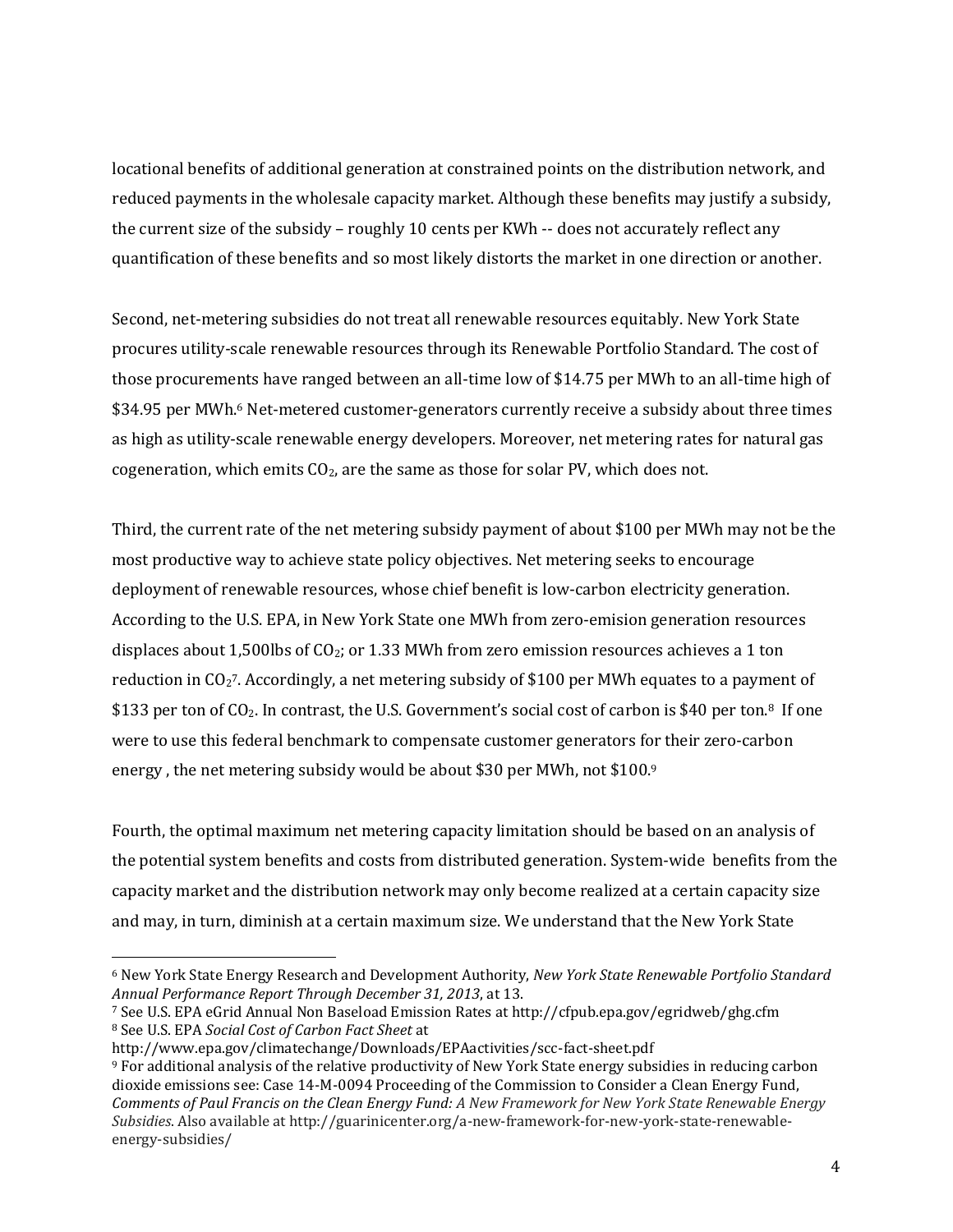locational benefits of additional generation at constrained points on the distribution network, and reduced payments in the wholesale capacity market. Although these benefits may justify a subsidy, the current size of the subsidy – roughly 10 cents per KWh -- does not accurately reflect any quantification of these benefits and so most likely distorts the market in one direction or another.

Second, net-metering subsidies do not treat all renewable resources equitably. New York State procures utility-scale renewable resources through its Renewable Portfolio Standard. The cost of those procurements have ranged between an all-time low of $14.75 per MWh to an all-time high of $34.95 per MWh.[6] Net-metered customer-generators currently receive a subsidy about three times as high as utility-scale renewable energy developers. Moreover, net metering rates for natural gas cogeneration, which emits $CO_2$, are the same as those for solar PV, which does not.

Third, the current rate of the net metering subsidy payment of about $100 per MWh may not be the most productive way to achieve state policy objectives. Net metering seeks to encourage deployment of renewable resources, whose chief benefit is low-carbon electricity generation. According to the U.S. EPA, in New York State one MWh from zero-emision generation resources displaces about 1,500lbs of $CO_2$; or 1.33 MWh from zero emission resources achieves a 1 ton reduction in $CO_2$[7]. Accordingly, a net metering subsidy of $100 per MWh equates to a payment of $133 per ton of $CO_2$. In contrast, the U.S. Government's social cost of carbon is $40 per ton.[8] If one were to use this federal benchmark to compensate customer generators for their zero-carbon energy , the net metering subsidy would be about $30 per MWh, not $100.[9]

Fourth, the optimal maximum net metering capacity limitation should be based on an analysis of the potential system benefits and costs from distributed generation. System-wide benefits from the capacity market and the distribution network may only become realized at a certain capacity size and may, in turn, diminish at a certain maximum size. We understand that the New York State

---

[6] New York State Energy Research and Development Authority, *New York State Renewable Portfolio Standard Annual Performance Report Through December 31, 2013*, at 13.

[7] See U.S. EPA eGrid Annual Non Baseload Emission Rates at http://cfpub.epa.gov/egridweb/ghg.cfm

[8] See U.S. EPA *Social Cost of Carbon Fact Sheet* at http://www.epa.gov/climatechange/Downloads/EPAactivities/scc-fact-sheet.pdf

[9] For additional analysis of the relative productivity of New York State energy subsidies in reducing carbon dioxide emissions see: Case 14-M-0094 Proceeding of the Commission to Consider a Clean Energy Fund, *Comments of Paul Francis on the Clean Energy Fund: A New Framework for New York State Renewable Energy Subsidies*. Also available at http://guarinicenter.org/a-new-framework-for-new-york-state-renewable-energy-subsidies/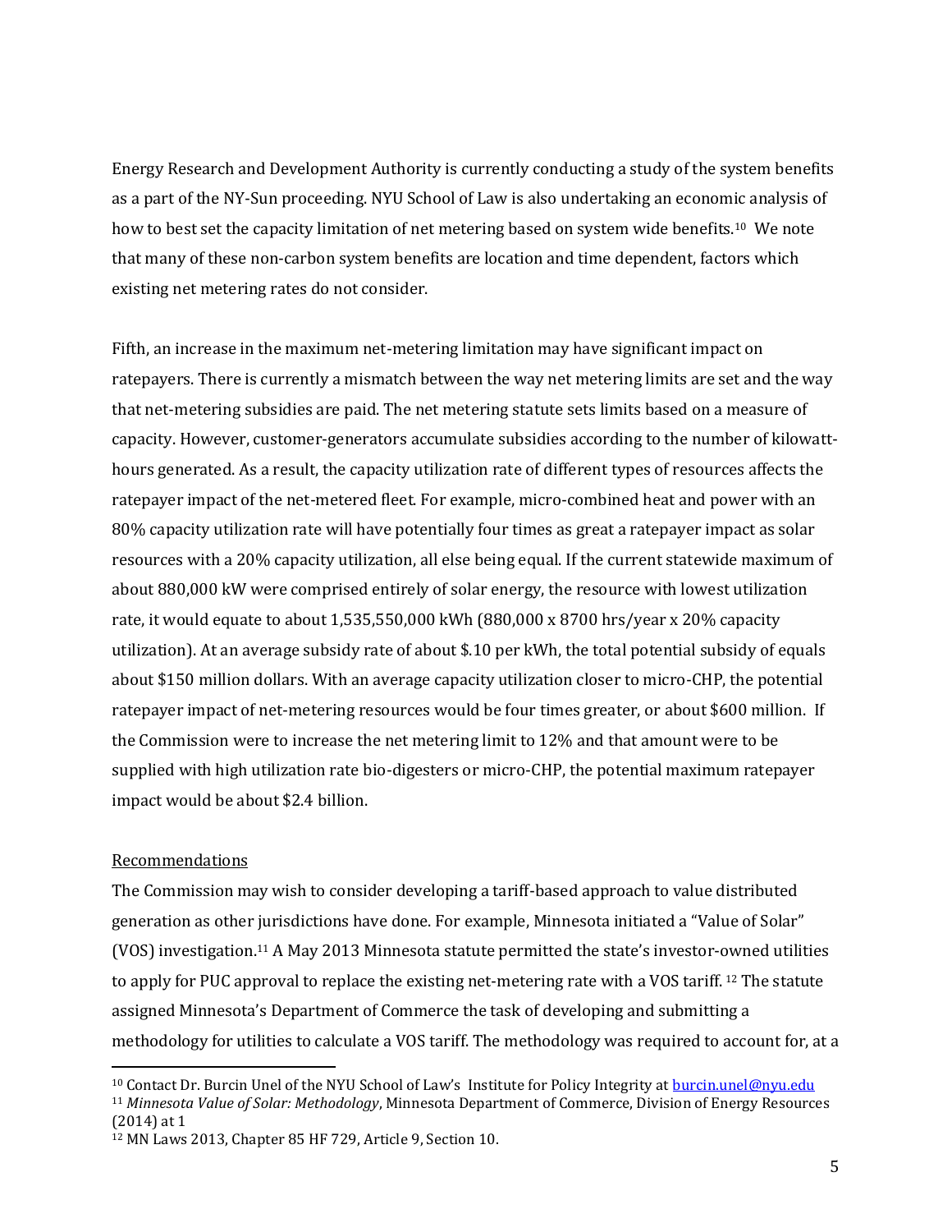Energy Research and Development Authority is currently conducting a study of the system benefits as a part of the NY-Sun proceeding. NYU School of Law is also undertaking an economic analysis of how to best set the capacity limitation of net metering based on system wide benefits.[10] We note that many of these non-carbon system benefits are location and time dependent, factors which existing net metering rates do not consider.

Fifth, an increase in the maximum net-metering limitation may have significant impact on ratepayers. There is currently a mismatch between the way net metering limits are set and the way that net-metering subsidies are paid. The net metering statute sets limits based on a measure of capacity. However, customer-generators accumulate subsidies according to the number of kilowatt-hours generated. As a result, the capacity utilization rate of different types of resources affects the ratepayer impact of the net-metered fleet. For example, micro-combined heat and power with an 80% capacity utilization rate will have potentially four times as great a ratepayer impact as solar resources with a 20% capacity utilization, all else being equal. If the current statewide maximum of about 880,000 kW were comprised entirely of solar energy, the resource with lowest utilization rate, it would equate to about 1,535,550,000 kWh (880,000 x 8700 hrs/year x 20% capacity utilization). At an average subsidy rate of about $.10 per kWh, the total potential subsidy of equals about $150 million dollars. With an average capacity utilization closer to micro-CHP, the potential ratepayer impact of net-metering resources would be four times greater, or about $600 million. If the Commission were to increase the net metering limit to 12% and that amount were to be supplied with high utilization rate bio-digesters or micro-CHP, the potential maximum ratepayer impact would be about $2.4 billion.

<u>Recommendations</u>

The Commission may wish to consider developing a tariff-based approach to value distributed generation as other jurisdictions have done. For example, Minnesota initiated a "Value of Solar" (VOS) investigation.[11] A May 2013 Minnesota statute permitted the state's investor-owned utilities to apply for PUC approval to replace the existing net-metering rate with a VOS tariff. [12] The statute assigned Minnesota's Department of Commerce the task of developing and submitting a methodology for utilities to calculate a VOS tariff. The methodology was required to account for, at a

---

[10] Contact Dr. Burcin Unel of the NYU School of Law's Institute for Policy Integrity at burcin.unel@nyu.edu

[11] *Minnesota Value of Solar: Methodology*, Minnesota Department of Commerce, Division of Energy Resources (2014) at 1

[12] MN Laws 2013, Chapter 85 HF 729, Article 9, Section 10.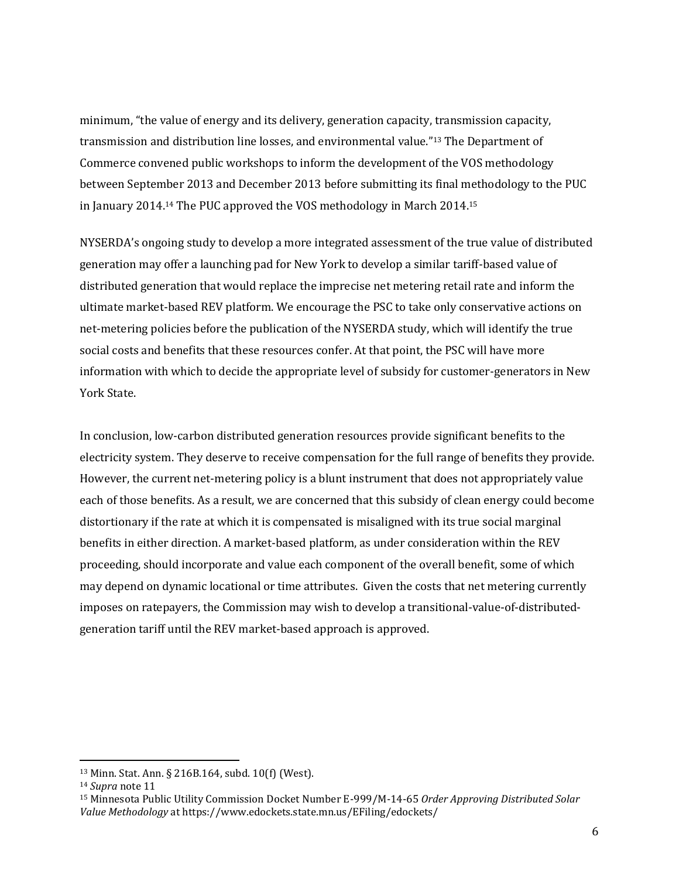minimum, "the value of energy and its delivery, generation capacity, transmission capacity, transmission and distribution line losses, and environmental value."[13] The Department of Commerce convened public workshops to inform the development of the VOS methodology between September 2013 and December 2013 before submitting its final methodology to the PUC in January 2014.[14] The PUC approved the VOS methodology in March 2014.[15]

NYSERDA's ongoing study to develop a more integrated assessment of the true value of distributed generation may offer a launching pad for New York to develop a similar tariff-based value of distributed generation that would replace the imprecise net metering retail rate and inform the ultimate market-based REV platform. We encourage the PSC to take only conservative actions on net-metering policies before the publication of the NYSERDA study, which will identify the true social costs and benefits that these resources confer. At that point, the PSC will have more information with which to decide the appropriate level of subsidy for customer-generators in New York State.

In conclusion, low-carbon distributed generation resources provide significant benefits to the electricity system. They deserve to receive compensation for the full range of benefits they provide. However, the current net-metering policy is a blunt instrument that does not appropriately value each of those benefits. As a result, we are concerned that this subsidy of clean energy could become distortionary if the rate at which it is compensated is misaligned with its true social marginal benefits in either direction. A market-based platform, as under consideration within the REV proceeding, should incorporate and value each component of the overall benefit, some of which may depend on dynamic locational or time attributes. Given the costs that net metering currently imposes on ratepayers, the Commission may wish to develop a transitional-value-of-distributed-generation tariff until the REV market-based approach is approved.

---

[13] Minn. Stat. Ann. § 216B.164, subd. 10(f) (West).

[14] *Supra* note 11

[15] Minnesota Public Utility Commission Docket Number E-999/M-14-65 *Order Approving Distributed Solar Value Methodology* at https://www.edockets.state.mn.us/EFiling/edockets/